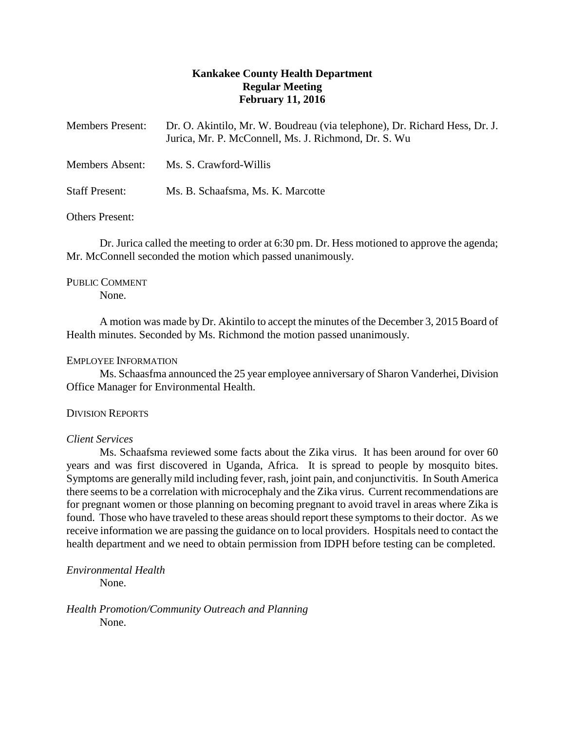**Kankakee County Health Department**
**Regular Meeting**
**February 11, 2016**

Members Present: Dr. O. Akintilo, Mr. W. Boudreau (via telephone), Dr. Richard Hess, Dr. J. Jurica, Mr. P. McConnell, Ms. J. Richmond, Dr. S. Wu

Members Absent: Ms. S. Crawford-Willis

Staff Present: Ms. B. Schaafsma, Ms. K. Marcotte

Others Present:

Dr. Jurica called the meeting to order at 6:30 pm. Dr. Hess motioned to approve the agenda; Mr. McConnell seconded the motion which passed unanimously.

PUBLIC COMMENT

None.

A motion was made by Dr. Akintilo to accept the minutes of the December 3, 2015 Board of Health minutes. Seconded by Ms. Richmond the motion passed unanimously.

EMPLOYEE INFORMATION

Ms. Schaasfma announced the 25 year employee anniversary of Sharon Vanderhei, Division Office Manager for Environmental Health.

DIVISION REPORTS

*Client Services*

Ms. Schaafsma reviewed some facts about the Zika virus. It has been around for over 60 years and was first discovered in Uganda, Africa. It is spread to people by mosquito bites. Symptoms are generally mild including fever, rash, joint pain, and conjunctivitis. In South America there seems to be a correlation with microcephaly and the Zika virus. Current recommendations are for pregnant women or those planning on becoming pregnant to avoid travel in areas where Zika is found. Those who have traveled to these areas should report these symptoms to their doctor. As we receive information we are passing the guidance on to local providers. Hospitals need to contact the health department and we need to obtain permission from IDPH before testing can be completed.

*Environmental Health*

None.

*Health Promotion/Community Outreach and Planning*

None.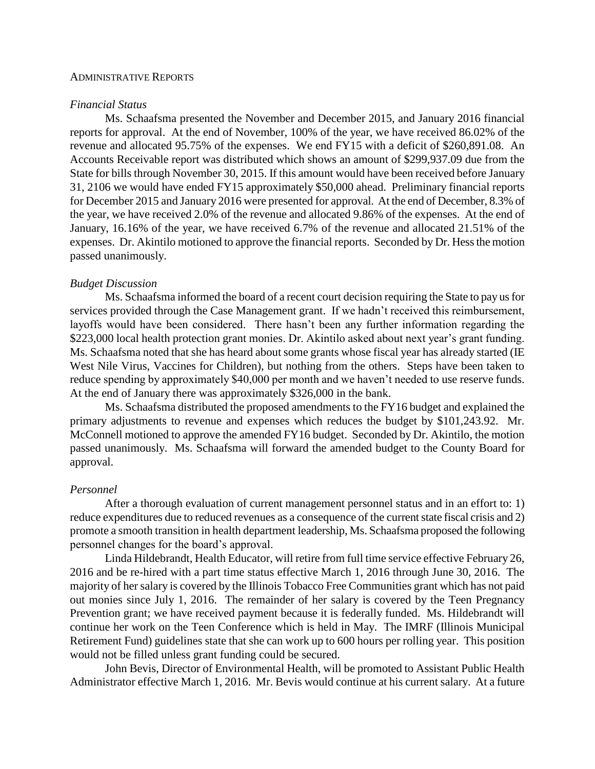Administrative Reports

*Financial Status*

Ms. Schaafsma presented the November and December 2015, and January 2016 financial reports for approval. At the end of November, 100% of the year, we have received 86.02% of the revenue and allocated 95.75% of the expenses. We end FY15 with a deficit of $260,891.08. An Accounts Receivable report was distributed which shows an amount of $299,937.09 due from the State for bills through November 30, 2015. If this amount would have been received before January 31, 2106 we would have ended FY15 approximately $50,000 ahead. Preliminary financial reports for December 2015 and January 2016 were presented for approval. At the end of December, 8.3% of the year, we have received 2.0% of the revenue and allocated 9.86% of the expenses. At the end of January, 16.16% of the year, we have received 6.7% of the revenue and allocated 21.51% of the expenses. Dr. Akintilo motioned to approve the financial reports. Seconded by Dr. Hess the motion passed unanimously.

*Budget Discussion*

Ms. Schaafsma informed the board of a recent court decision requiring the State to pay us for services provided through the Case Management grant. If we hadn't received this reimbursement, layoffs would have been considered. There hasn't been any further information regarding the $223,000 local health protection grant monies. Dr. Akintilo asked about next year's grant funding. Ms. Schaafsma noted that she has heard about some grants whose fiscal year has already started (IE West Nile Virus, Vaccines for Children), but nothing from the others. Steps have been taken to reduce spending by approximately $40,000 per month and we haven't needed to use reserve funds. At the end of January there was approximately $326,000 in the bank.

Ms. Schaafsma distributed the proposed amendments to the FY16 budget and explained the primary adjustments to revenue and expenses which reduces the budget by $101,243.92. Mr. McConnell motioned to approve the amended FY16 budget. Seconded by Dr. Akintilo, the motion passed unanimously. Ms. Schaafsma will forward the amended budget to the County Board for approval.

*Personnel*

After a thorough evaluation of current management personnel status and in an effort to: 1) reduce expenditures due to reduced revenues as a consequence of the current state fiscal crisis and 2) promote a smooth transition in health department leadership, Ms. Schaafsma proposed the following personnel changes for the board's approval.

Linda Hildebrandt, Health Educator, will retire from full time service effective February 26, 2016 and be re-hired with a part time status effective March 1, 2016 through June 30, 2016. The majority of her salary is covered by the Illinois Tobacco Free Communities grant which has not paid out monies since July 1, 2016. The remainder of her salary is covered by the Teen Pregnancy Prevention grant; we have received payment because it is federally funded. Ms. Hildebrandt will continue her work on the Teen Conference which is held in May. The IMRF (Illinois Municipal Retirement Fund) guidelines state that she can work up to 600 hours per rolling year. This position would not be filled unless grant funding could be secured.

John Bevis, Director of Environmental Health, will be promoted to Assistant Public Health Administrator effective March 1, 2016. Mr. Bevis would continue at his current salary. At a future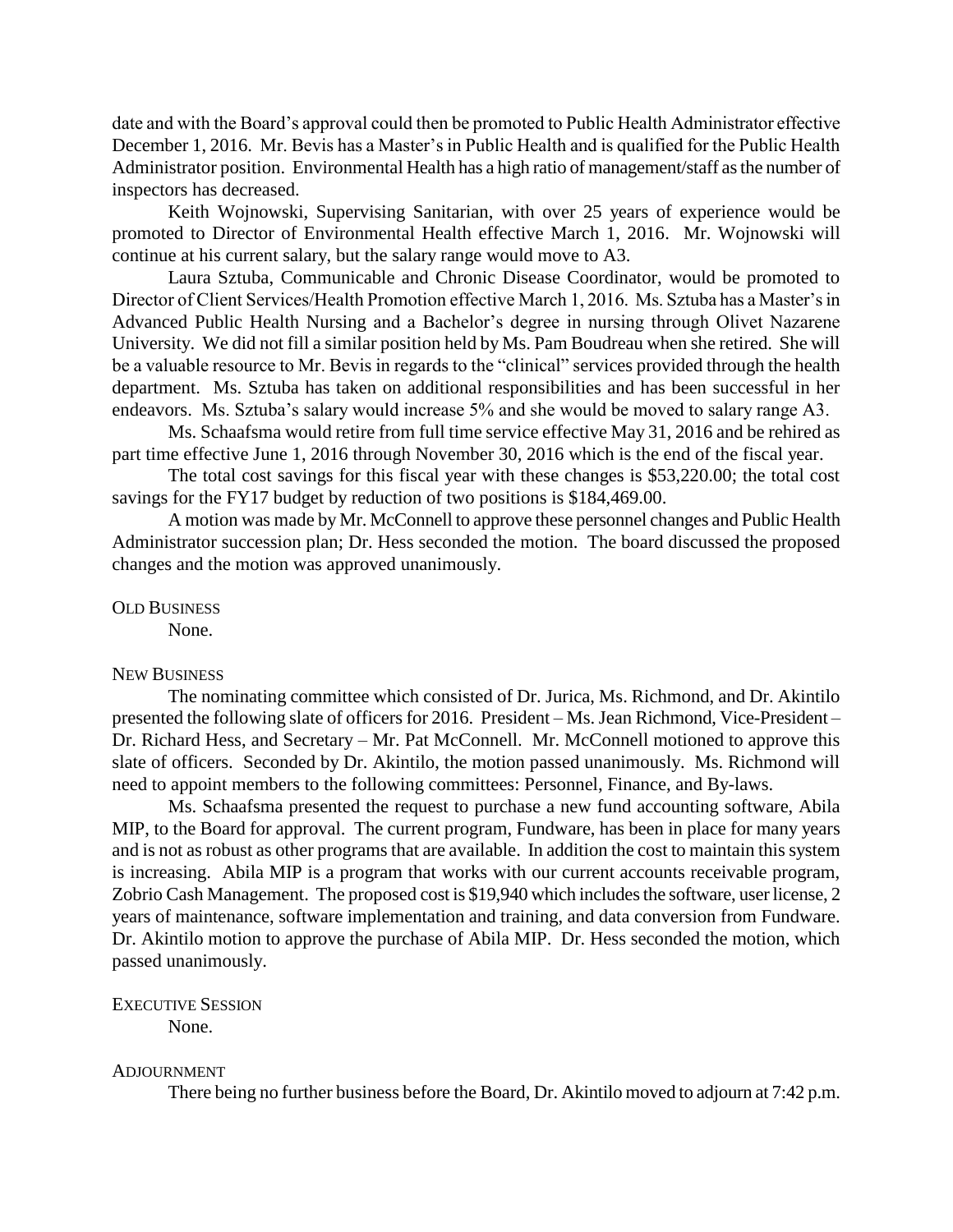date and with the Board's approval could then be promoted to Public Health Administrator effective December 1, 2016. Mr. Bevis has a Master's in Public Health and is qualified for the Public Health Administrator position. Environmental Health has a high ratio of management/staff as the number of inspectors has decreased.

Keith Wojnowski, Supervising Sanitarian, with over 25 years of experience would be promoted to Director of Environmental Health effective March 1, 2016. Mr. Wojnowski will continue at his current salary, but the salary range would move to A3.

Laura Sztuba, Communicable and Chronic Disease Coordinator, would be promoted to Director of Client Services/Health Promotion effective March 1, 2016. Ms. Sztuba has a Master's in Advanced Public Health Nursing and a Bachelor's degree in nursing through Olivet Nazarene University. We did not fill a similar position held by Ms. Pam Boudreau when she retired. She will be a valuable resource to Mr. Bevis in regards to the "clinical" services provided through the health department. Ms. Sztuba has taken on additional responsibilities and has been successful in her endeavors. Ms. Sztuba's salary would increase 5% and she would be moved to salary range A3.

Ms. Schaafsma would retire from full time service effective May 31, 2016 and be rehired as part time effective June 1, 2016 through November 30, 2016 which is the end of the fiscal year.

The total cost savings for this fiscal year with these changes is $53,220.00; the total cost savings for the FY17 budget by reduction of two positions is $184,469.00.

A motion was made by Mr. McConnell to approve these personnel changes and Public Health Administrator succession plan; Dr. Hess seconded the motion. The board discussed the proposed changes and the motion was approved unanimously.

## OLD BUSINESS

None.

## NEW BUSINESS

The nominating committee which consisted of Dr. Jurica, Ms. Richmond, and Dr. Akintilo presented the following slate of officers for 2016. President – Ms. Jean Richmond, Vice-President – Dr. Richard Hess, and Secretary – Mr. Pat McConnell. Mr. McConnell motioned to approve this slate of officers. Seconded by Dr. Akintilo, the motion passed unanimously. Ms. Richmond will need to appoint members to the following committees: Personnel, Finance, and By-laws.

Ms. Schaafsma presented the request to purchase a new fund accounting software, Abila MIP, to the Board for approval. The current program, Fundware, has been in place for many years and is not as robust as other programs that are available. In addition the cost to maintain this system is increasing. Abila MIP is a program that works with our current accounts receivable program, Zobrio Cash Management. The proposed cost is $19,940 which includes the software, user license, 2 years of maintenance, software implementation and training, and data conversion from Fundware. Dr. Akintilo motion to approve the purchase of Abila MIP. Dr. Hess seconded the motion, which passed unanimously.

## EXECUTIVE SESSION

None.

## ADJOURNMENT

There being no further business before the Board, Dr. Akintilo moved to adjourn at 7:42 p.m.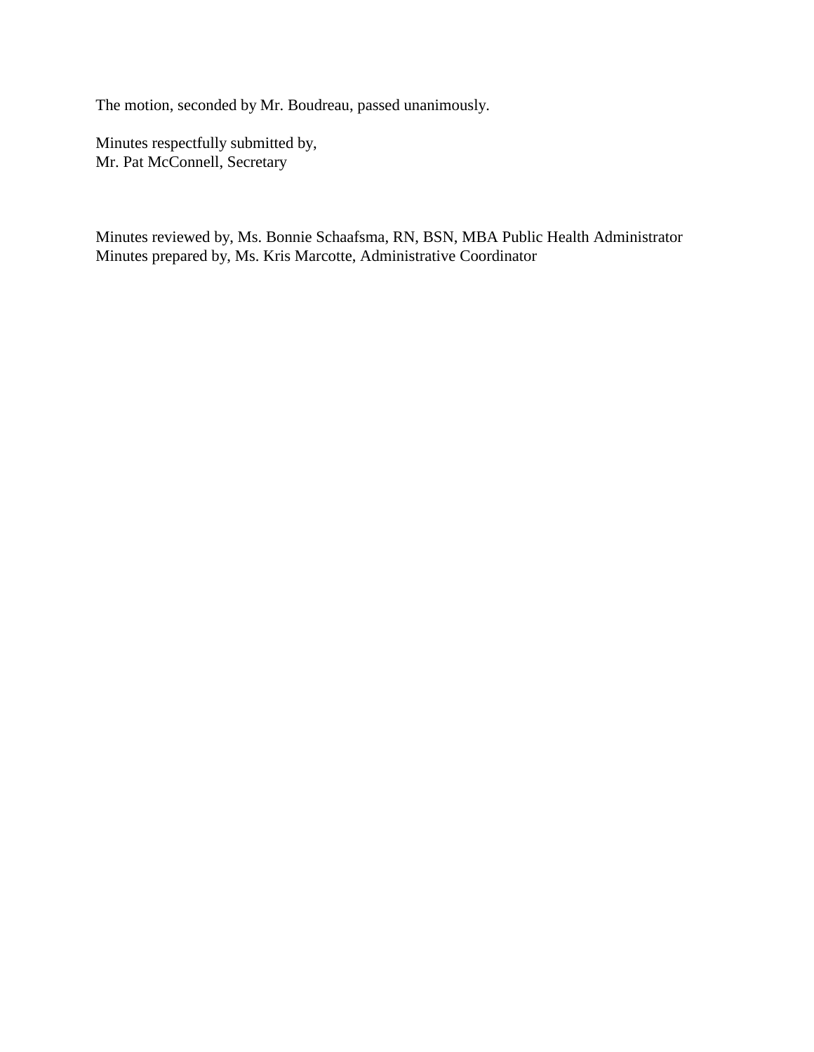The motion, seconded by Mr. Boudreau, passed unanimously.

Minutes respectfully submitted by,
Mr. Pat McConnell, Secretary

Minutes reviewed by, Ms. Bonnie Schaafsma, RN, BSN, MBA Public Health Administrator
Minutes prepared by, Ms. Kris Marcotte, Administrative Coordinator